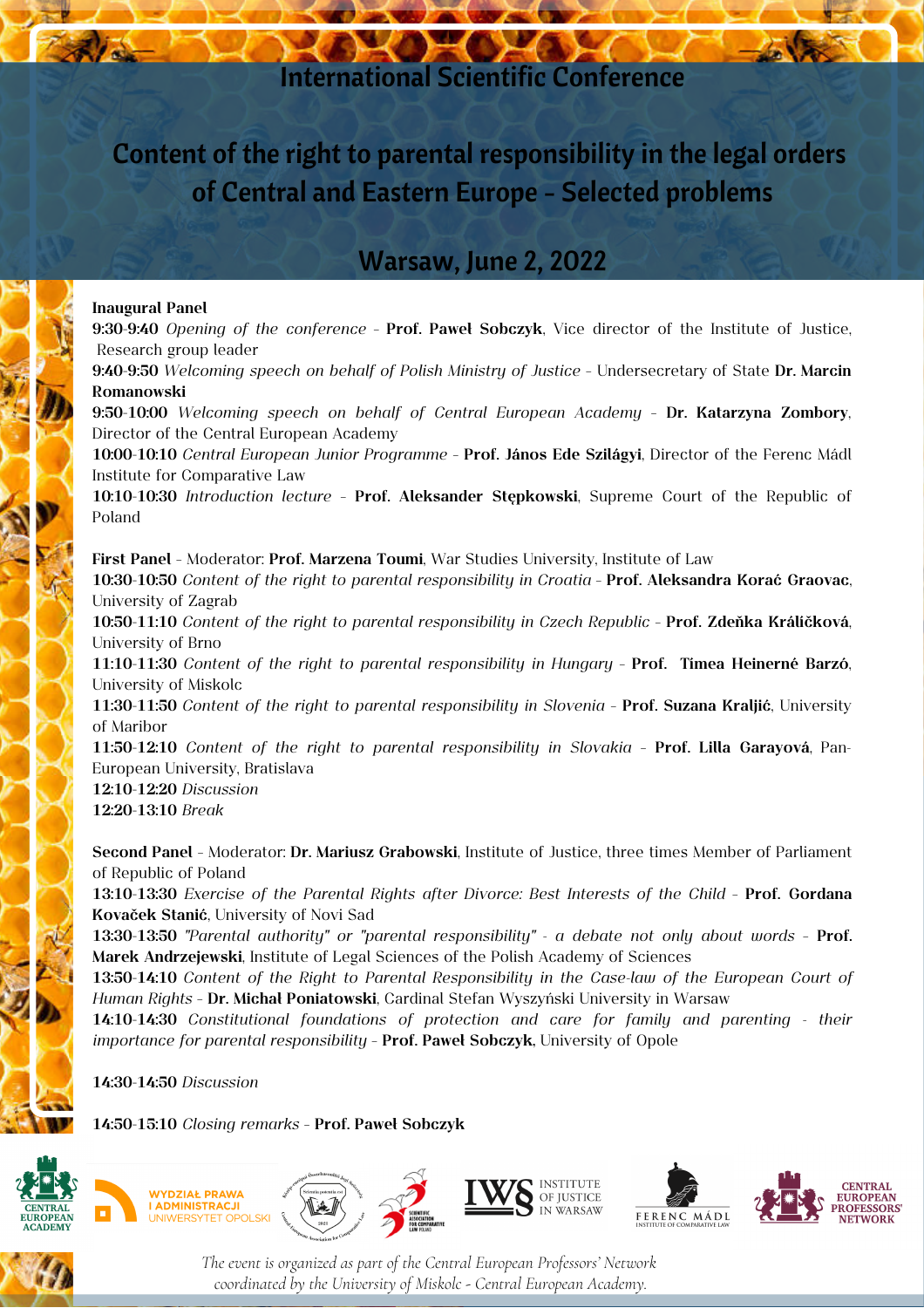# International Scientific Conference

# Content of the right to parental responsibility in the legal orders of Central and Eastern Europe - Selected problems

## Warsaw, June 2, 2022

**Inaugural Panel**

**9:30-9:40** *Opening of the conference* - **Prof. Paweł Sobczyk**, Vice director of the Institute of Justice, Research group leader

**9:40-9:50** *Welcoming speech on behalf of Polish Ministry of Justice* - Undersecretary of State **Dr. Marcin Romanowski**

**9:50-10:00** *Welcoming speech on behalf of Central European Academy* - **Dr. Katarzyna Zombory**, Director of the Central European Academy

**10:00-10:10** *Central European Junior Programme* - **Prof. János Ede Szilágyi**, Director of the Ferenc Mádl Institute for Comparative Law

**10:10-10:30** *Introduction lecture* - **Prof. Aleksander Stępkowski**, Supreme Court of the Republic of Poland

**First Panel** - Moderator: **Prof. Marzena Toumi**, War Studies University, Institute of Law

**10:30-10:50** *Content of the right to parental responsibility in Croatia* - **Prof. Aleksandra Korać Graovac**, University of Zagrab

**10:50-11:10** *Content of the right to parental responsibility in Czech Republic* - **Prof. Zdeňka Králíčková**, University of Brno

**11:10-11:30** *Content of the right to parental responsibility in Hungary* - **Prof. Timea Heinerné Barzó**, University of Miskolc

**11:30-11:50** *Content of the right to parental responsibility in Slovenia* - **Prof. Suzana Kraljić**, University of Maribor

**11:50-12:10** *Content of the right to parental responsibility in Slovakia* - **Prof. Lilla Garayová**, Pan-European University, Bratislava

**12:10-12:20** *Discussion*

**12:20-13:10** *Break*

**Second Panel** - Moderator: **Dr. Mariusz Grabowski**, Institute of Justice, three times Member of Parliament of Republic of Poland

**13:10-13:30** *Exercise of the Parental Rights after Divorce: Best Interests of the Child* - **Prof. Gordana Kovaček Stanić**, University of Novi Sad

**13:30-13:50** *"Parental authority" or "parental responsibility" - a debate not only about words* - **Prof. Marek Andrzejewski**, Institute of Legal Sciences of the Polish Academy of Sciences

**13:50-14:10** *Content of the Right to Parental Responsibility in the Case-law of the European Court of Human Rights* - **Dr. Michał Poniatowski**, Cardinal Stefan Wyszyński University in Warsaw

**14:10-14:30** *Constitutional foundations of protection and care for family and parenting - their importance for parental responsibility* - **Prof. Paweł Sobczyk**, University of Opole

**14:30-14:50** *Discussion*

**14:50-15:10** *Closing remarks* - **Prof. Paweł Sobczyk**

CENTRAL EUROPEAN ACADEMY | WYDZIAŁ PRAWA I ADMINISTRACJI UNIWERSYTET OPOLSKI | IWS INSTITUTE OF JUSTICE IN WARSAW | FERENC MÁDL INSTITUTE OF COMPARATIVE LAW | CENTRAL EUROPEAN PROFESSORS' NETWORK

*The event is organized as part of the Central European Professors' Network coordinated by the University of Miskolc - Central European Academy.*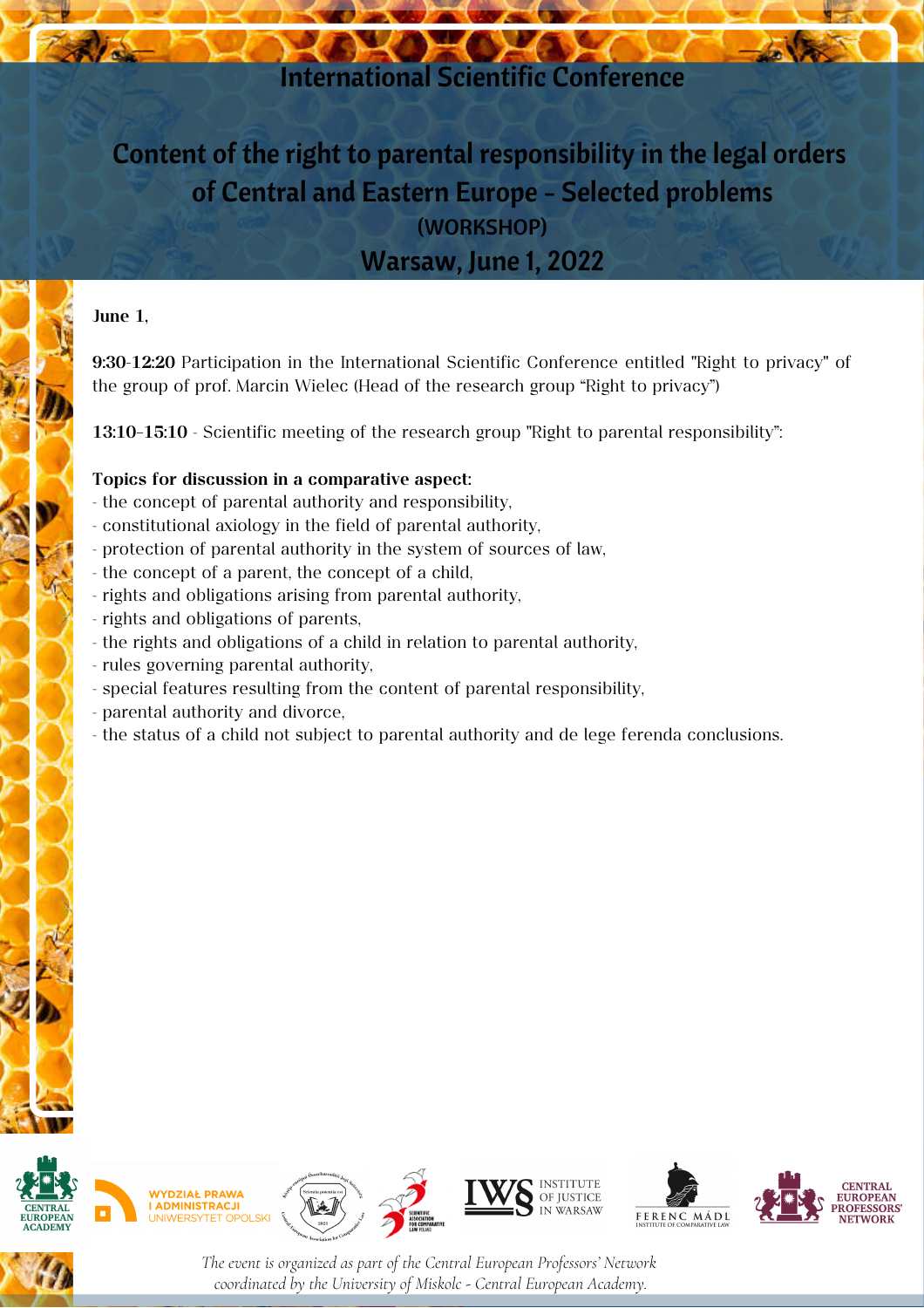# International Scientific Conference

## Content of the right to parental responsibility in the legal orders of Central and Eastern Europe - Selected problems

(WORKSHOP)

**Warsaw, June 1, 2022**

**June 1,**

**9:30-12:20** Participation in the International Scientific Conference entitled "Right to privacy" of the group of prof. Marcin Wielec (Head of the research group "Right to privacy")

**13:10-15:10** - Scientific meeting of the research group "Right to parental responsibility":

**Topics for discussion in a comparative aspect:**

- the concept of parental authority and responsibility,
- constitutional axiology in the field of parental authority,
- protection of parental authority in the system of sources of law,
- the concept of a parent, the concept of a child,
- rights and obligations arising from parental authority,
- rights and obligations of parents,
- the rights and obligations of a child in relation to parental authority,
- rules governing parental authority,
- special features resulting from the content of parental responsibility,
- parental authority and divorce,
- the status of a child not subject to parental authority and de lege ferenda conclusions.

CENTRAL EUROPEAN ACADEMY

WYDZIAŁ PRAWA I ADMINISTRACJI UNIWERSYTET OPOLSKI

SCIENTIFIC ASSOCIATION FOR COMPARATIVE LAW POLAND

IWS INSTITUTE OF JUSTICE IN WARSAW

FERENC MÁDL INSTITUTE OF COMPARATIVE LAW

CENTRAL EUROPEAN PROFESSORS' NETWORK

*The event is organized as part of the Central European Professors' Network coordinated by the University of Miskolc - Central European Academy.*